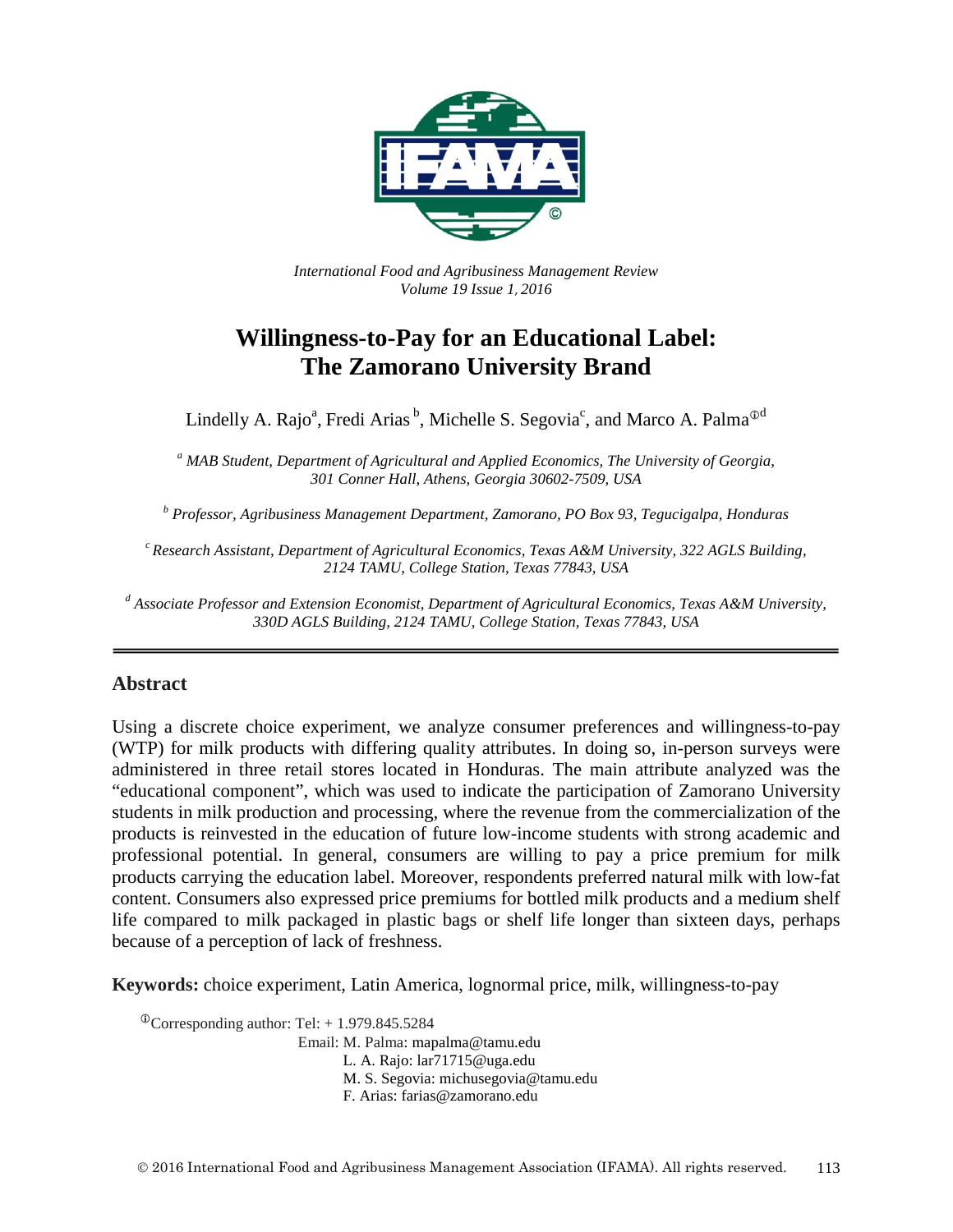*International Food and Agribusiness Management Review*
*Volume 19 Issue 1, 2016*

# Willingness-to-Pay for an Educational Label: The Zamorano University Brand

Lindelly A. Rajo[a], Fredi Arias[b], Michelle S. Segovia[c], and Marco A. Palma[ⓘd]

[a] *MAB Student, Department of Agricultural and Applied Economics, The University of Georgia, 301 Conner Hall, Athens, Georgia 30602-7509, USA*

[b] *Professor, Agribusiness Management Department, Zamorano, PO Box 93, Tegucigalpa, Honduras*

[c] *Research Assistant, Department of Agricultural Economics, Texas A&M University, 322 AGLS Building, 2124 TAMU, College Station, Texas 77843, USA*

[d] *Associate Professor and Extension Economist, Department of Agricultural Economics, Texas A&M University, 330D AGLS Building, 2124 TAMU, College Station, Texas 77843, USA*

---

## Abstract

Using a discrete choice experiment, we analyze consumer preferences and willingness-to-pay (WTP) for milk products with differing quality attributes. In doing so, in-person surveys were administered in three retail stores located in Honduras. The main attribute analyzed was the "educational component", which was used to indicate the participation of Zamorano University students in milk production and processing, where the revenue from the commercialization of the products is reinvested in the education of future low-income students with strong academic and professional potential. In general, consumers are willing to pay a price premium for milk products carrying the education label. Moreover, respondents preferred natural milk with low-fat content. Consumers also expressed price premiums for bottled milk products and a medium shelf life compared to milk packaged in plastic bags or shelf life longer than sixteen days, perhaps because of a perception of lack of freshness.

**Keywords:** choice experiment, Latin America, lognormal price, milk, willingness-to-pay

ⓘCorresponding author: Tel: + 1.979.845.5284
Email: M. Palma: mapalma@tamu.edu
L. A. Rajo: lar71715@uga.edu
M. S. Segovia: michusegovia@tamu.edu
F. Arias: farias@zamorano.edu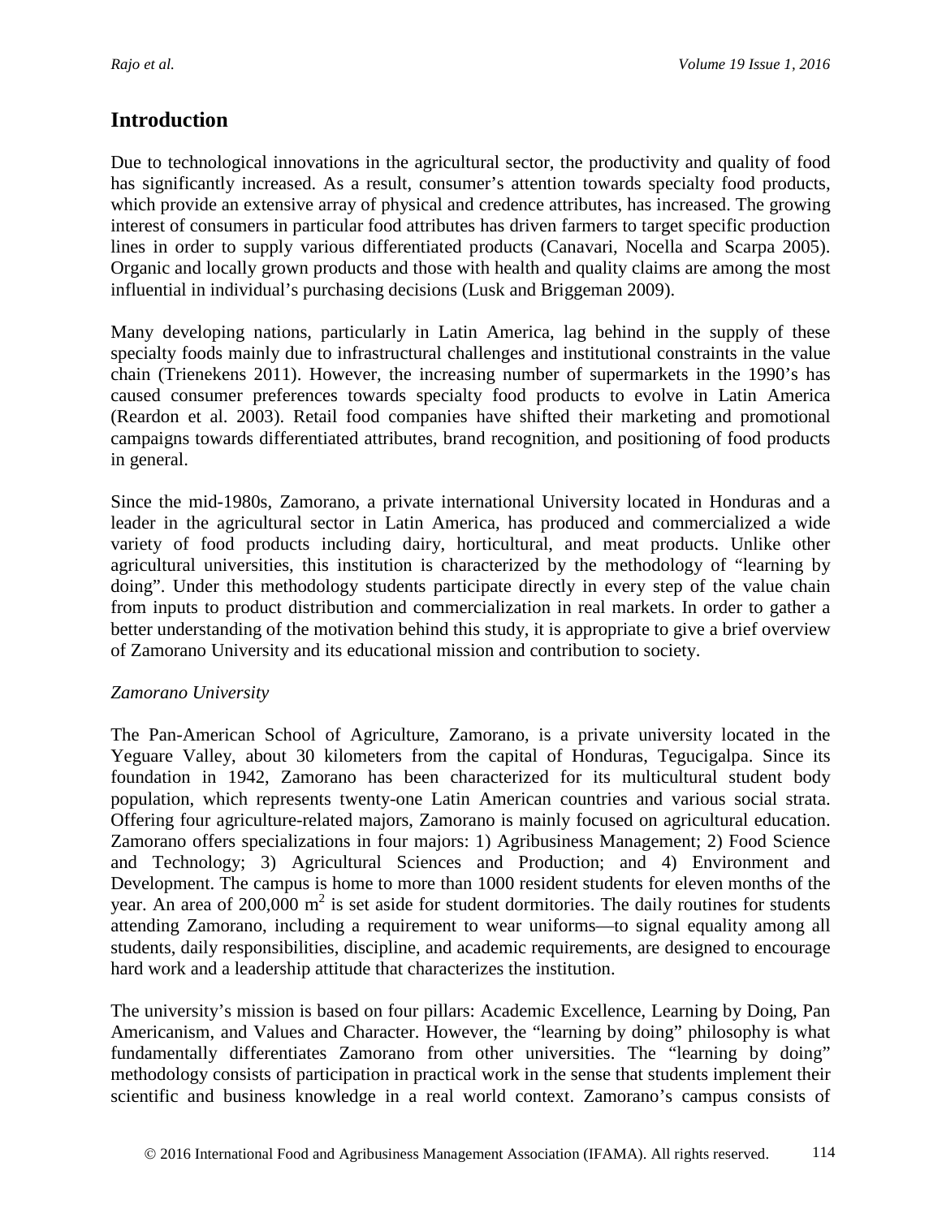## Introduction

Due to technological innovations in the agricultural sector, the productivity and quality of food has significantly increased. As a result, consumer's attention towards specialty food products, which provide an extensive array of physical and credence attributes, has increased. The growing interest of consumers in particular food attributes has driven farmers to target specific production lines in order to supply various differentiated products (Canavari, Nocella and Scarpa 2005). Organic and locally grown products and those with health and quality claims are among the most influential in individual's purchasing decisions (Lusk and Briggeman 2009).

Many developing nations, particularly in Latin America, lag behind in the supply of these specialty foods mainly due to infrastructural challenges and institutional constraints in the value chain (Trienekens 2011). However, the increasing number of supermarkets in the 1990's has caused consumer preferences towards specialty food products to evolve in Latin America (Reardon et al. 2003). Retail food companies have shifted their marketing and promotional campaigns towards differentiated attributes, brand recognition, and positioning of food products in general.

Since the mid-1980s, Zamorano, a private international University located in Honduras and a leader in the agricultural sector in Latin America, has produced and commercialized a wide variety of food products including dairy, horticultural, and meat products. Unlike other agricultural universities, this institution is characterized by the methodology of "learning by doing". Under this methodology students participate directly in every step of the value chain from inputs to product distribution and commercialization in real markets. In order to gather a better understanding of the motivation behind this study, it is appropriate to give a brief overview of Zamorano University and its educational mission and contribution to society.

*Zamorano University*

The Pan-American School of Agriculture, Zamorano, is a private university located in the Yeguare Valley, about 30 kilometers from the capital of Honduras, Tegucigalpa. Since its foundation in 1942, Zamorano has been characterized for its multicultural student body population, which represents twenty-one Latin American countries and various social strata. Offering four agriculture-related majors, Zamorano is mainly focused on agricultural education. Zamorano offers specializations in four majors: 1) Agribusiness Management; 2) Food Science and Technology; 3) Agricultural Sciences and Production; and 4) Environment and Development. The campus is home to more than 1000 resident students for eleven months of the year. An area of 200,000 $m^2$ is set aside for student dormitories. The daily routines for students attending Zamorano, including a requirement to wear uniforms—to signal equality among all students, daily responsibilities, discipline, and academic requirements, are designed to encourage hard work and a leadership attitude that characterizes the institution.

The university's mission is based on four pillars: Academic Excellence, Learning by Doing, Pan Americanism, and Values and Character. However, the "learning by doing" philosophy is what fundamentally differentiates Zamorano from other universities. The "learning by doing" methodology consists of participation in practical work in the sense that students implement their scientific and business knowledge in a real world context. Zamorano's campus consists of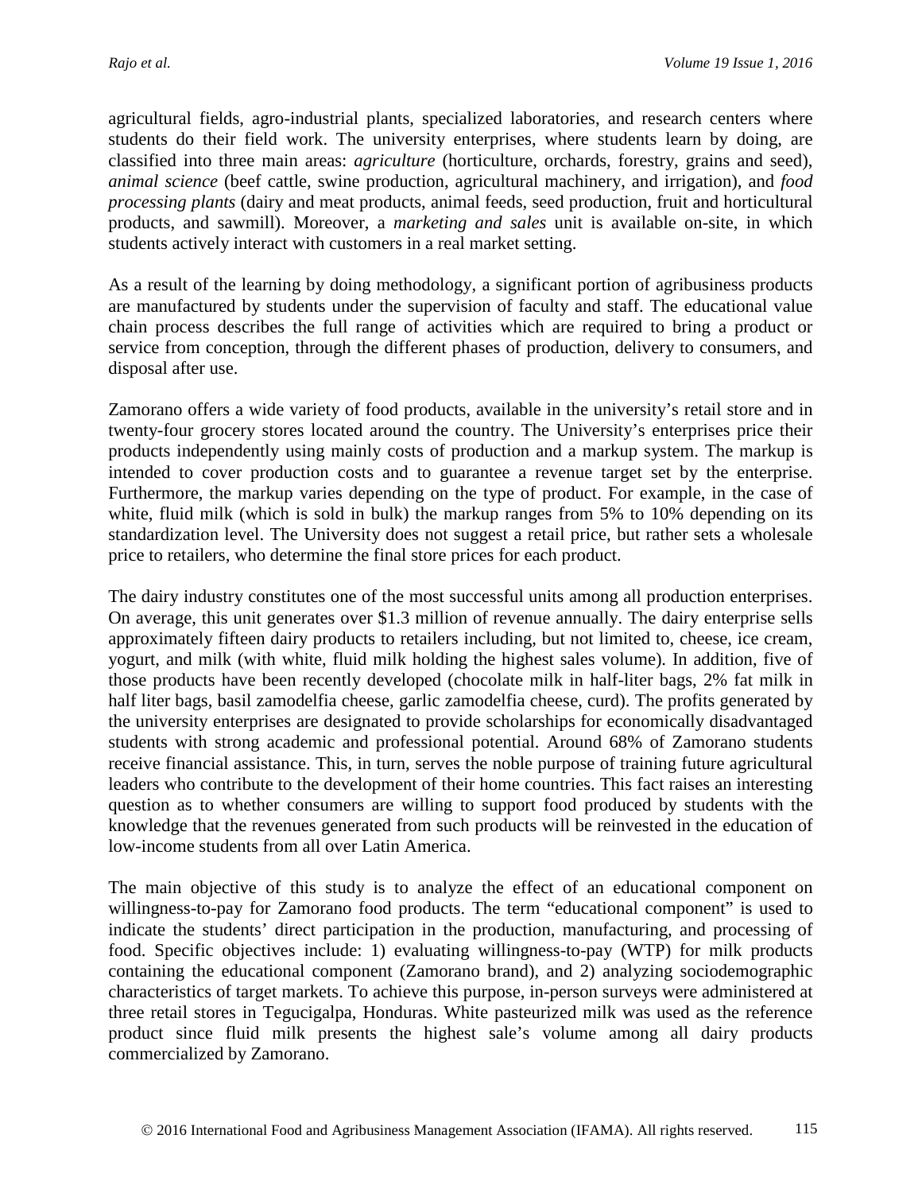agricultural fields, agro-industrial plants, specialized laboratories, and research centers where students do their field work. The university enterprises, where students learn by doing, are classified into three main areas: *agriculture* (horticulture, orchards, forestry, grains and seed), *animal science* (beef cattle, swine production, agricultural machinery, and irrigation), and *food processing plants* (dairy and meat products, animal feeds, seed production, fruit and horticultural products, and sawmill). Moreover, a *marketing and sales* unit is available on-site, in which students actively interact with customers in a real market setting.

As a result of the learning by doing methodology, a significant portion of agribusiness products are manufactured by students under the supervision of faculty and staff. The educational value chain process describes the full range of activities which are required to bring a product or service from conception, through the different phases of production, delivery to consumers, and disposal after use.

Zamorano offers a wide variety of food products, available in the university's retail store and in twenty-four grocery stores located around the country. The University's enterprises price their products independently using mainly costs of production and a markup system. The markup is intended to cover production costs and to guarantee a revenue target set by the enterprise. Furthermore, the markup varies depending on the type of product. For example, in the case of white, fluid milk (which is sold in bulk) the markup ranges from 5% to 10% depending on its standardization level. The University does not suggest a retail price, but rather sets a wholesale price to retailers, who determine the final store prices for each product.

The dairy industry constitutes one of the most successful units among all production enterprises. On average, this unit generates over $1.3 million of revenue annually. The dairy enterprise sells approximately fifteen dairy products to retailers including, but not limited to, cheese, ice cream, yogurt, and milk (with white, fluid milk holding the highest sales volume). In addition, five of those products have been recently developed (chocolate milk in half-liter bags, 2% fat milk in half liter bags, basil zamodelfia cheese, garlic zamodelfia cheese, curd). The profits generated by the university enterprises are designated to provide scholarships for economically disadvantaged students with strong academic and professional potential. Around 68% of Zamorano students receive financial assistance. This, in turn, serves the noble purpose of training future agricultural leaders who contribute to the development of their home countries. This fact raises an interesting question as to whether consumers are willing to support food produced by students with the knowledge that the revenues generated from such products will be reinvested in the education of low-income students from all over Latin America.

The main objective of this study is to analyze the effect of an educational component on willingness-to-pay for Zamorano food products. The term "educational component" is used to indicate the students' direct participation in the production, manufacturing, and processing of food. Specific objectives include: 1) evaluating willingness-to-pay (WTP) for milk products containing the educational component (Zamorano brand), and 2) analyzing sociodemographic characteristics of target markets. To achieve this purpose, in-person surveys were administered at three retail stores in Tegucigalpa, Honduras. White pasteurized milk was used as the reference product since fluid milk presents the highest sale's volume among all dairy products commercialized by Zamorano.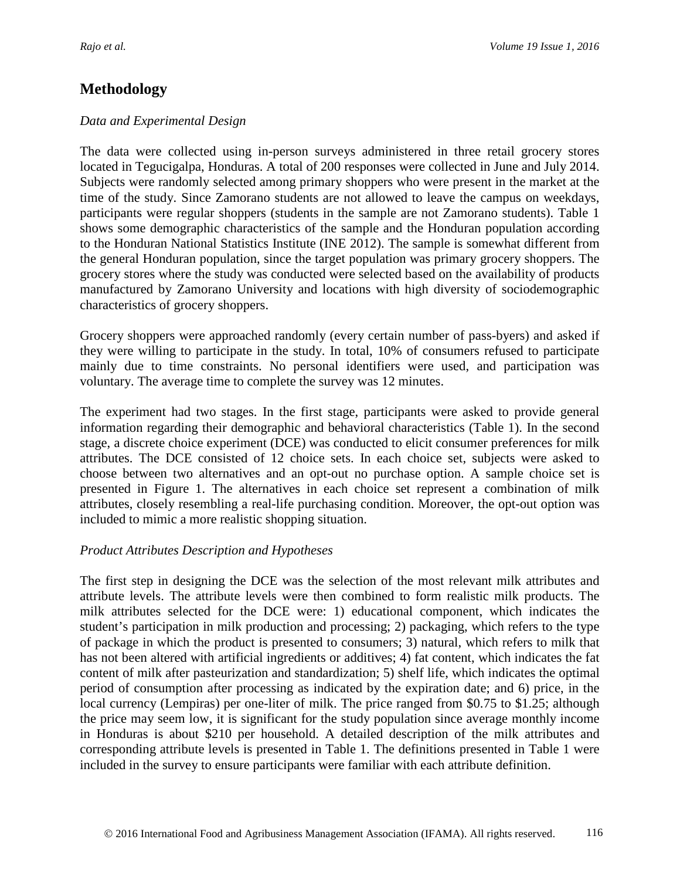## Methodology

*Data and Experimental Design*

The data were collected using in-person surveys administered in three retail grocery stores located in Tegucigalpa, Honduras. A total of 200 responses were collected in June and July 2014. Subjects were randomly selected among primary shoppers who were present in the market at the time of the study. Since Zamorano students are not allowed to leave the campus on weekdays, participants were regular shoppers (students in the sample are not Zamorano students). Table 1 shows some demographic characteristics of the sample and the Honduran population according to the Honduran National Statistics Institute (INE 2012). The sample is somewhat different from the general Honduran population, since the target population was primary grocery shoppers. The grocery stores where the study was conducted were selected based on the availability of products manufactured by Zamorano University and locations with high diversity of sociodemographic characteristics of grocery shoppers.

Grocery shoppers were approached randomly (every certain number of pass-byers) and asked if they were willing to participate in the study. In total, 10% of consumers refused to participate mainly due to time constraints. No personal identifiers were used, and participation was voluntary. The average time to complete the survey was 12 minutes.

The experiment had two stages. In the first stage, participants were asked to provide general information regarding their demographic and behavioral characteristics (Table 1). In the second stage, a discrete choice experiment (DCE) was conducted to elicit consumer preferences for milk attributes. The DCE consisted of 12 choice sets. In each choice set, subjects were asked to choose between two alternatives and an opt-out no purchase option. A sample choice set is presented in Figure 1. The alternatives in each choice set represent a combination of milk attributes, closely resembling a real-life purchasing condition. Moreover, the opt-out option was included to mimic a more realistic shopping situation.

*Product Attributes Description and Hypotheses*

The first step in designing the DCE was the selection of the most relevant milk attributes and attribute levels. The attribute levels were then combined to form realistic milk products. The milk attributes selected for the DCE were: 1) educational component, which indicates the student's participation in milk production and processing; 2) packaging, which refers to the type of package in which the product is presented to consumers; 3) natural, which refers to milk that has not been altered with artificial ingredients or additives; 4) fat content, which indicates the fat content of milk after pasteurization and standardization; 5) shelf life, which indicates the optimal period of consumption after processing as indicated by the expiration date; and 6) price, in the local currency (Lempiras) per one-liter of milk. The price ranged from $0.75 to $1.25; although the price may seem low, it is significant for the study population since average monthly income in Honduras is about $210 per household. A detailed description of the milk attributes and corresponding attribute levels is presented in Table 1. The definitions presented in Table 1 were included in the survey to ensure participants were familiar with each attribute definition.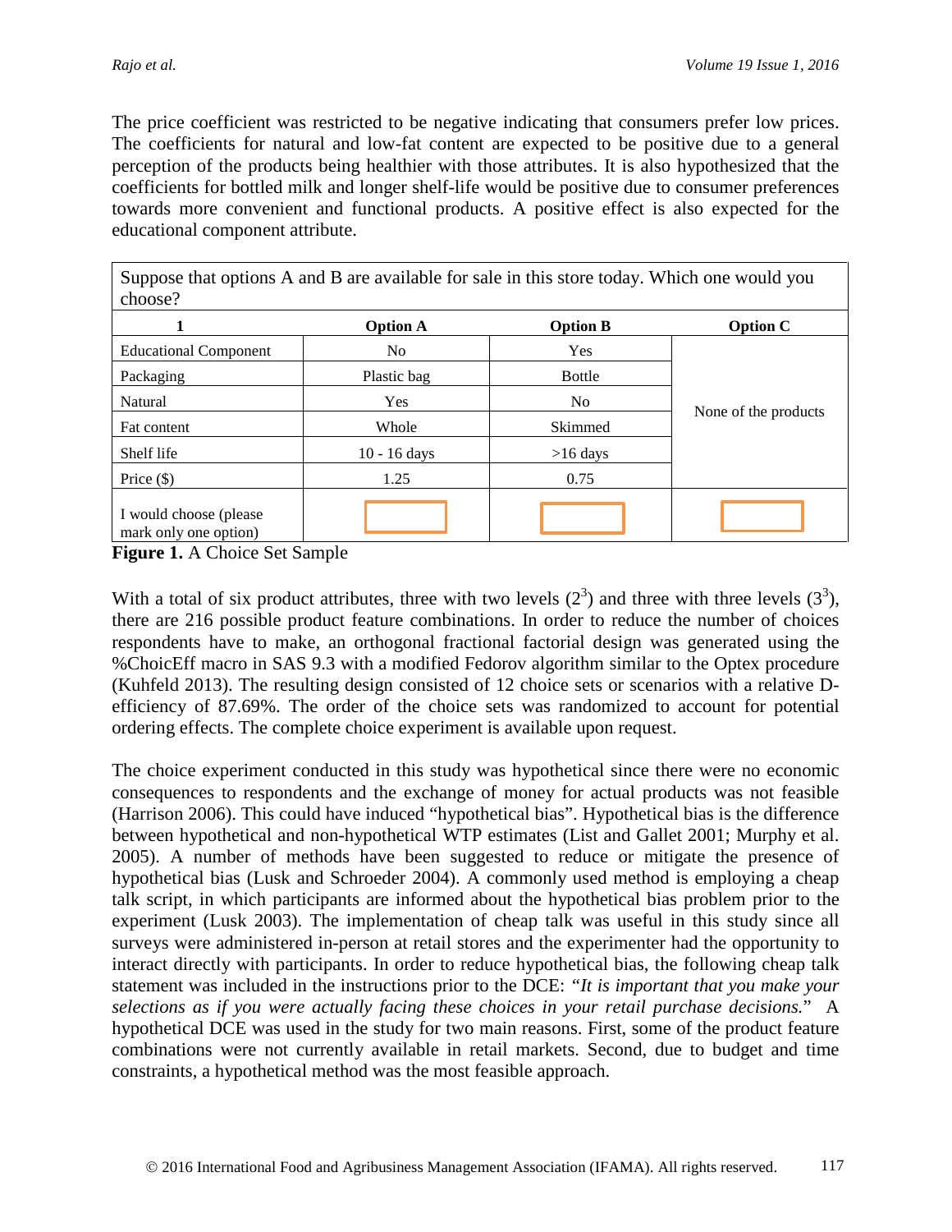The price coefficient was restricted to be negative indicating that consumers prefer low prices. The coefficients for natural and low-fat content are expected to be positive due to a general perception of the products being healthier with those attributes. It is also hypothesized that the coefficients for bottled milk and longer shelf-life would be positive due to consumer preferences towards more convenient and functional products. A positive effect is also expected for the educational component attribute.

| Suppose that options A and B are available for sale in this store today. Which one would you choose? | | | |
|---|---|---|---|
| **1** | **Option A** | **Option B** | **Option C** |
| Educational Component | No | Yes | None of the products |
| Packaging | Plastic bag | Bottle | |
| Natural | Yes | No | |
| Fat content | Whole | Skimmed | |
| Shelf life | 10 - 16 days | >16 days | |
| Price ($) | 1.25 | 0.75 | |
| I would choose (please mark only one option) | ☐ | ☐ | ☐ |

**Figure 1.** A Choice Set Sample

With a total of six product attributes, three with two levels ($2^3$) and three with three levels ($3^3$), there are 216 possible product feature combinations. In order to reduce the number of choices respondents have to make, an orthogonal fractional factorial design was generated using the %ChoicEff macro in SAS 9.3 with a modified Fedorov algorithm similar to the Optex procedure (Kuhfeld 2013). The resulting design consisted of 12 choice sets or scenarios with a relative D-efficiency of 87.69%. The order of the choice sets was randomized to account for potential ordering effects. The complete choice experiment is available upon request.

The choice experiment conducted in this study was hypothetical since there were no economic consequences to respondents and the exchange of money for actual products was not feasible (Harrison 2006). This could have induced "hypothetical bias". Hypothetical bias is the difference between hypothetical and non-hypothetical WTP estimates (List and Gallet 2001; Murphy et al. 2005). A number of methods have been suggested to reduce or mitigate the presence of hypothetical bias (Lusk and Schroeder 2004). A commonly used method is employing a cheap talk script, in which participants are informed about the hypothetical bias problem prior to the experiment (Lusk 2003). The implementation of cheap talk was useful in this study since all surveys were administered in-person at retail stores and the experimenter had the opportunity to interact directly with participants. In order to reduce hypothetical bias, the following cheap talk statement was included in the instructions prior to the DCE: *"It is important that you make your selections as if you were actually facing these choices in your retail purchase decisions."* A hypothetical DCE was used in the study for two main reasons. First, some of the product feature combinations were not currently available in retail markets. Second, due to budget and time constraints, a hypothetical method was the most feasible approach.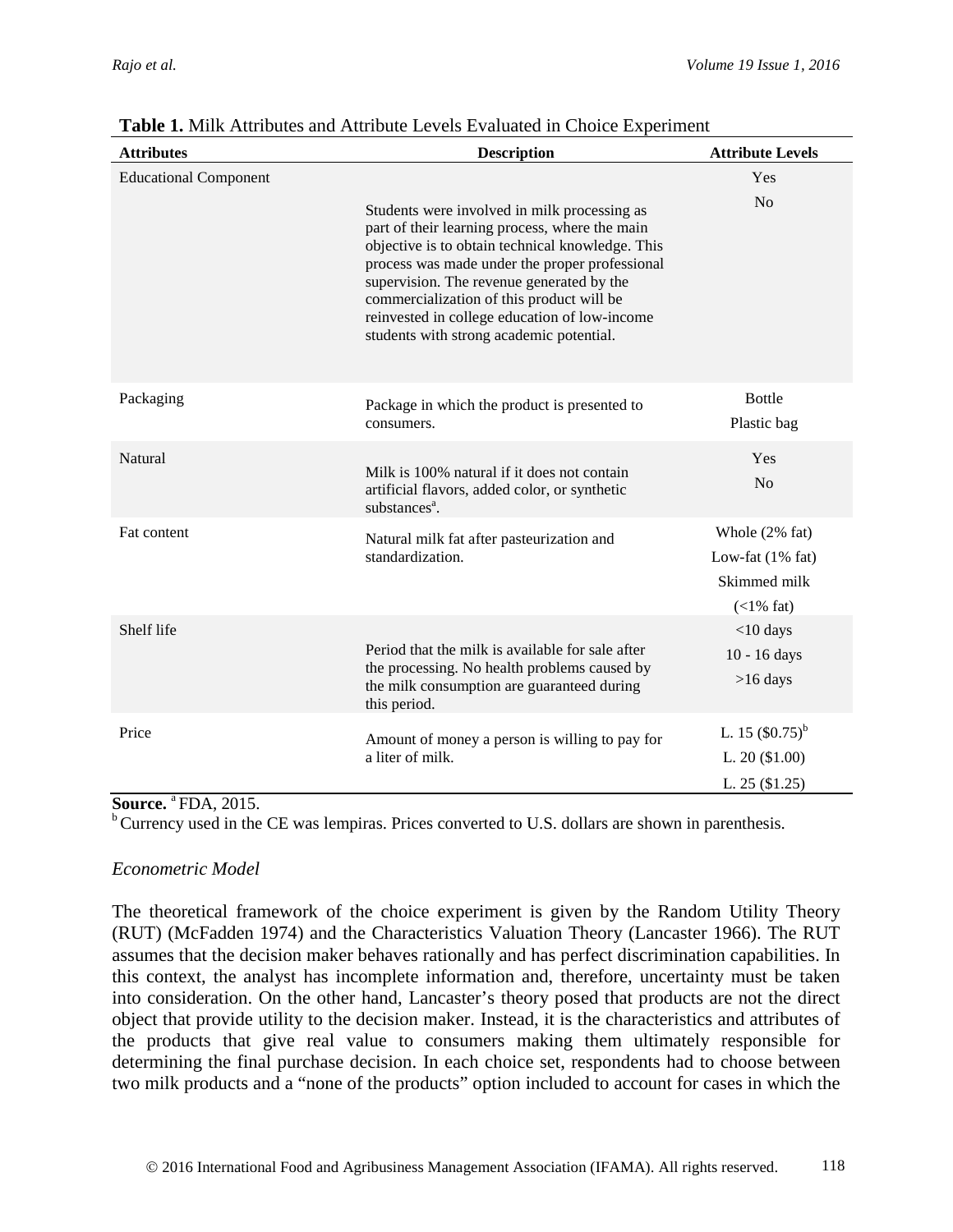**Table 1.** Milk Attributes and Attribute Levels Evaluated in Choice Experiment

| Attributes | Description | Attribute Levels |
|---|---|---|
| Educational Component | Students were involved in milk processing as part of their learning process, where the main objective is to obtain technical knowledge. This process was made under the proper professional supervision. The revenue generated by the commercialization of this product will be reinvested in college education of low-income students with strong academic potential. | Yes<br>No |
| Packaging | Package in which the product is presented to consumers. | Bottle<br>Plastic bag |
| Natural | Milk is 100% natural if it does not contain artificial flavors, added color, or synthetic substances[a]. | Yes<br>No |
| Fat content | Natural milk fat after pasteurization and standardization. | Whole (2% fat)<br>Low-fat (1% fat)<br>Skimmed milk (<1% fat) |
| Shelf life | Period that the milk is available for sale after the processing. No health problems caused by the milk consumption are guaranteed during this period. | <10 days<br>10 - 16 days<br>>16 days |
| Price | Amount of money a person is willing to pay for a liter of milk. | L. 15 ($0.75)[b]<br>L. 20 ($1.00)<br>L. 25 ($1.25) |

**Source.** [a] FDA, 2015.
[b] Currency used in the CE was lempiras. Prices converted to U.S. dollars are shown in parenthesis.

*Econometric Model*

The theoretical framework of the choice experiment is given by the Random Utility Theory (RUT) (McFadden 1974) and the Characteristics Valuation Theory (Lancaster 1966). The RUT assumes that the decision maker behaves rationally and has perfect discrimination capabilities. In this context, the analyst has incomplete information and, therefore, uncertainty must be taken into consideration. On the other hand, Lancaster's theory posed that products are not the direct object that provide utility to the decision maker. Instead, it is the characteristics and attributes of the products that give real value to consumers making them ultimately responsible for determining the final purchase decision. In each choice set, respondents had to choose between two milk products and a "none of the products" option included to account for cases in which the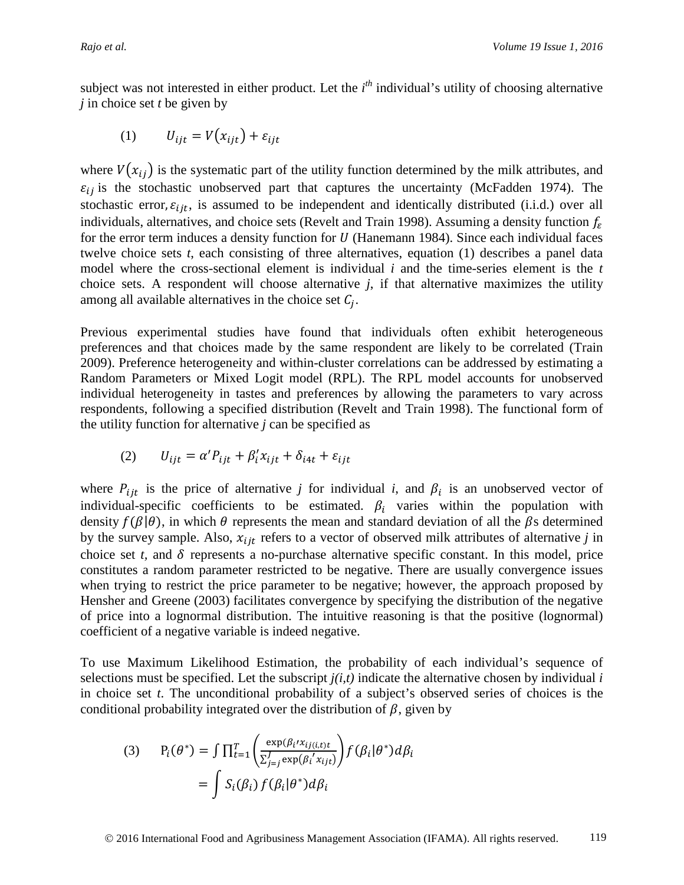subject was not interested in either product. Let the $i^{th}$ individual's utility of choosing alternative *j* in choice set *t* be given by

$$(1) \qquad U_{ijt} = V(x_{ijt}) + \varepsilon_{ijt}$$

where $V(x_{ij})$ is the systematic part of the utility function determined by the milk attributes, and $\varepsilon_{ij}$ is the stochastic unobserved part that captures the uncertainty (McFadden 1974). The stochastic error, $\varepsilon_{ijt}$, is assumed to be independent and identically distributed (i.i.d.) over all individuals, alternatives, and choice sets (Revelt and Train 1998). Assuming a density function $f_{\varepsilon}$ for the error term induces a density function for $U$ (Hanemann 1984). Since each individual faces twelve choice sets *t*, each consisting of three alternatives, equation (1) describes a panel data model where the cross-sectional element is individual *i* and the time-series element is the *t* choice sets. A respondent will choose alternative *j*, if that alternative maximizes the utility among all available alternatives in the choice set $C_j$.

Previous experimental studies have found that individuals often exhibit heterogeneous preferences and that choices made by the same respondent are likely to be correlated (Train 2009). Preference heterogeneity and within-cluster correlations can be addressed by estimating a Random Parameters or Mixed Logit model (RPL). The RPL model accounts for unobserved individual heterogeneity in tastes and preferences by allowing the parameters to vary across respondents, following a specified distribution (Revelt and Train 1998). The functional form of the utility function for alternative *j* can be specified as

$$(2) \qquad U_{ijt} = \alpha' P_{ijt} + \beta_i' x_{ijt} + \delta_{i4t} + \varepsilon_{ijt}$$

where $P_{ijt}$ is the price of alternative *j* for individual *i*, and $\beta_i$ is an unobserved vector of individual-specific coefficients to be estimated. $\beta_i$ varies within the population with density $f(\beta|\theta)$, in which $\theta$ represents the mean and standard deviation of all the $\beta$s determined by the survey sample. Also, $x_{ijt}$ refers to a vector of observed milk attributes of alternative *j* in choice set *t*, and $\delta$ represents a no-purchase alternative specific constant. In this model, price constitutes a random parameter restricted to be negative. There are usually convergence issues when trying to restrict the price parameter to be negative; however, the approach proposed by Hensher and Greene (2003) facilitates convergence by specifying the distribution of the negative of price into a lognormal distribution. The intuitive reasoning is that the positive (lognormal) coefficient of a negative variable is indeed negative.

To use Maximum Likelihood Estimation, the probability of each individual's sequence of selections must be specified. Let the subscript *j(i,t)* indicate the alternative chosen by individual *i* in choice set *t*. The unconditional probability of a subject's observed series of choices is the conditional probability integrated over the distribution of $\beta$, given by

$$(3) \qquad \mathrm{P}_i(\theta^*) = \int \prod_{t=1}^{T} \left( \frac{\exp(\beta_i{}' x_{ij(i,t)t}}{\sum_{j=j}^{J} \exp(\beta_i{}' x_{ijt})} \right) f(\beta_i|\theta^*) d\beta_i$$

$$= \int S_i(\beta_i)\, f(\beta_i|\theta^*) d\beta_i$$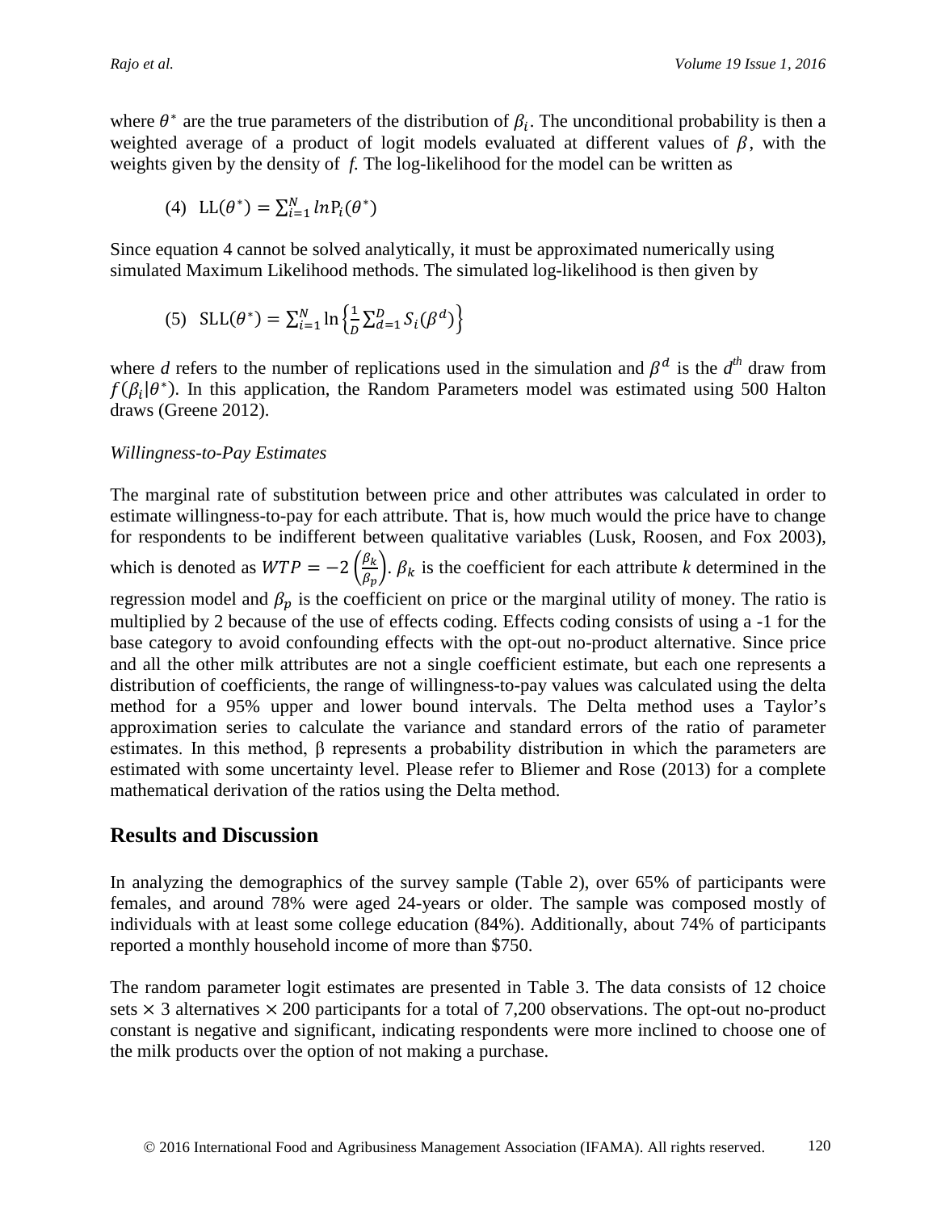where $\theta^*$ are the true parameters of the distribution of $\beta_i$. The unconditional probability is then a weighted average of a product of logit models evaluated at different values of $\beta$, with the weights given by the density of *f*. The log-likelihood for the model can be written as

$$(4)\quad \text{LL}(\theta^*) = \sum_{i=1}^{N} ln\text{P}_i(\theta^*)$$

Since equation 4 cannot be solved analytically, it must be approximated numerically using simulated Maximum Likelihood methods. The simulated log-likelihood is then given by

$$(5)\quad \text{SLL}(\theta^*) = \sum_{i=1}^{N} \ln\left\{\frac{1}{D}\sum_{d=1}^{D} S_i(\beta^d)\right\}$$

where *d* refers to the number of replications used in the simulation and $\beta^d$ is the $d^{th}$ draw from $f(\beta_i|\theta^*)$. In this application, the Random Parameters model was estimated using 500 Halton draws (Greene 2012).

*Willingness-to-Pay Estimates*

The marginal rate of substitution between price and other attributes was calculated in order to estimate willingness-to-pay for each attribute. That is, how much would the price have to change for respondents to be indifferent between qualitative variables (Lusk, Roosen, and Fox 2003), which is denoted as $WTP = -2\left(\frac{\beta_k}{\beta_p}\right)$. $\beta_k$ is the coefficient for each attribute *k* determined in the regression model and $\beta_p$ is the coefficient on price or the marginal utility of money. The ratio is multiplied by 2 because of the use of effects coding. Effects coding consists of using a -1 for the base category to avoid confounding effects with the opt-out no-product alternative. Since price and all the other milk attributes are not a single coefficient estimate, but each one represents a distribution of coefficients, the range of willingness-to-pay values was calculated using the delta method for a 95% upper and lower bound intervals. The Delta method uses a Taylor's approximation series to calculate the variance and standard errors of the ratio of parameter estimates. In this method, β represents a probability distribution in which the parameters are estimated with some uncertainty level. Please refer to Bliemer and Rose (2013) for a complete mathematical derivation of the ratios using the Delta method.

## Results and Discussion

In analyzing the demographics of the survey sample (Table 2), over 65% of participants were females, and around 78% were aged 24-years or older. The sample was composed mostly of individuals with at least some college education (84%). Additionally, about 74% of participants reported a monthly household income of more than \$750.

The random parameter logit estimates are presented in Table 3. The data consists of 12 choice sets × 3 alternatives × 200 participants for a total of 7,200 observations. The opt-out no-product constant is negative and significant, indicating respondents were more inclined to choose one of the milk products over the option of not making a purchase.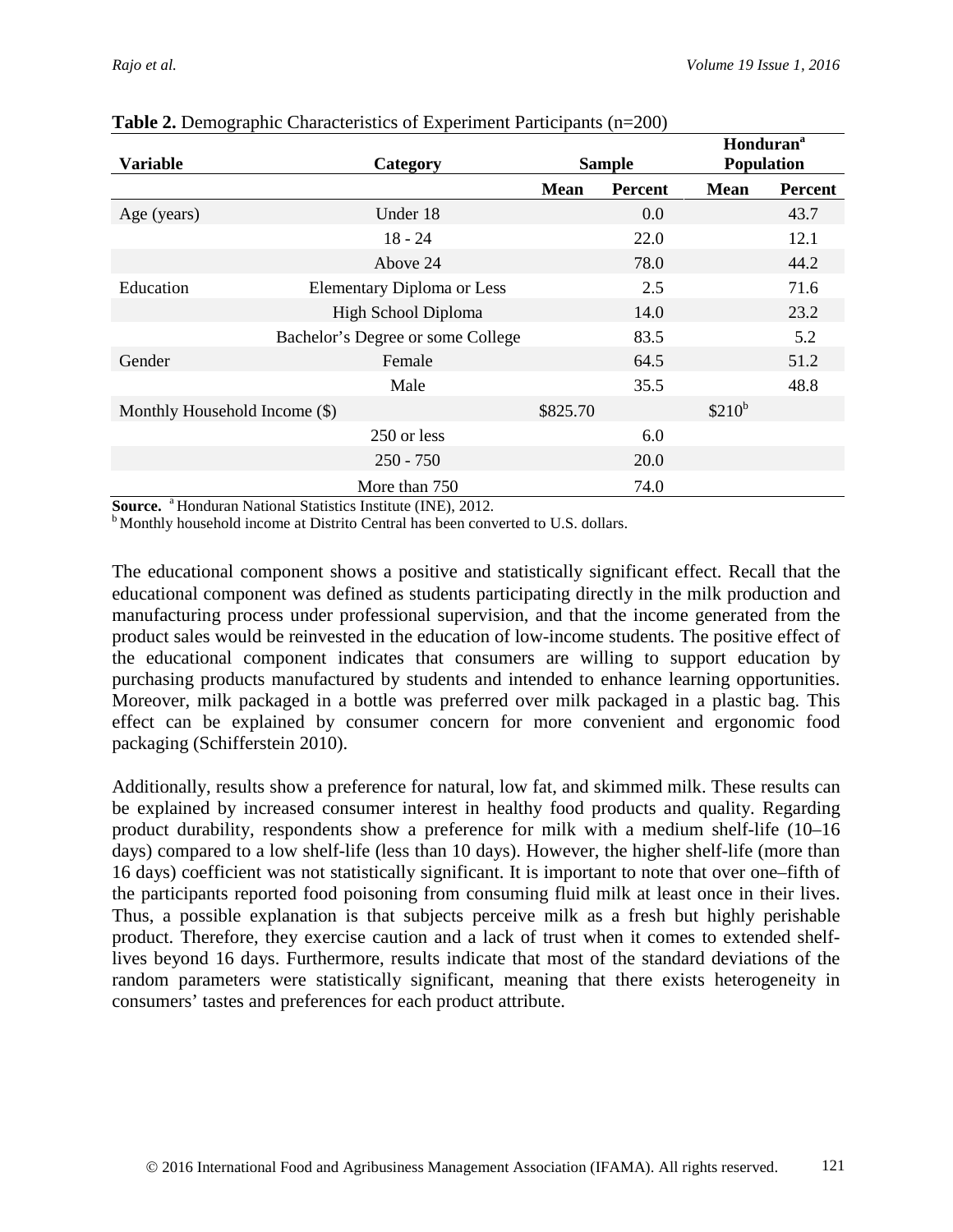**Table 2.** Demographic Characteristics of Experiment Participants (n=200)

| Variable | Category | Sample | | Honduran[a] Population | |
|---|---|---|---|---|---|
| | | Mean | Percent | Mean | Percent |
| Age (years) | Under 18 | | 0.0 | | 43.7 |
| | 18 - 24 | | 22.0 | | 12.1 |
| | Above 24 | | 78.0 | | 44.2 |
| Education | Elementary Diploma or Less | | 2.5 | | 71.6 |
| | High School Diploma | | 14.0 | | 23.2 |
| | Bachelor's Degree or some College | | 83.5 | | 5.2 |
| Gender | Female | | 64.5 | | 51.2 |
| | Male | | 35.5 | | 48.8 |
| Monthly Household Income ($) | | $825.70 | | $210[b] | |
| | 250 or less | | 6.0 | | |
| | 250 - 750 | | 20.0 | | |
| | More than 750 | | 74.0 | | |

**Source.** [a] Honduran National Statistics Institute (INE), 2012.
[b] Monthly household income at Distrito Central has been converted to U.S. dollars.

The educational component shows a positive and statistically significant effect. Recall that the educational component was defined as students participating directly in the milk production and manufacturing process under professional supervision, and that the income generated from the product sales would be reinvested in the education of low-income students. The positive effect of the educational component indicates that consumers are willing to support education by purchasing products manufactured by students and intended to enhance learning opportunities. Moreover, milk packaged in a bottle was preferred over milk packaged in a plastic bag. This effect can be explained by consumer concern for more convenient and ergonomic food packaging (Schifferstein 2010).

Additionally, results show a preference for natural, low fat, and skimmed milk. These results can be explained by increased consumer interest in healthy food products and quality. Regarding product durability, respondents show a preference for milk with a medium shelf-life (10–16 days) compared to a low shelf-life (less than 10 days). However, the higher shelf-life (more than 16 days) coefficient was not statistically significant. It is important to note that over one–fifth of the participants reported food poisoning from consuming fluid milk at least once in their lives. Thus, a possible explanation is that subjects perceive milk as a fresh but highly perishable product. Therefore, they exercise caution and a lack of trust when it comes to extended shelf-lives beyond 16 days. Furthermore, results indicate that most of the standard deviations of the random parameters were statistically significant, meaning that there exists heterogeneity in consumers' tastes and preferences for each product attribute.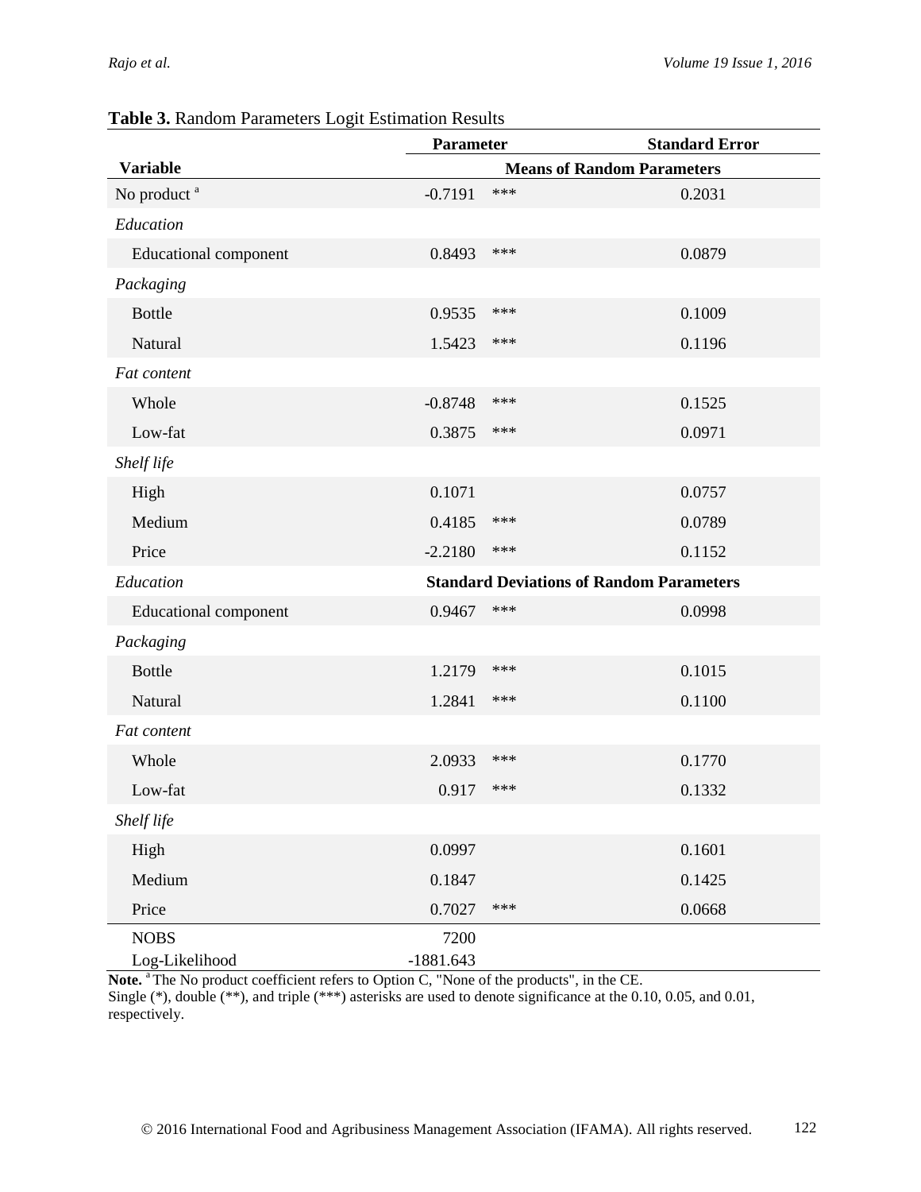**Table 3.** Random Parameters Logit Estimation Results

| Variable | Parameter | | Standard Error |
|---|---|---|---|
| | **Means of Random Parameters** | | |
| No product [a] | -0.7191 | *** | 0.2031 |
| *Education* | | | |
| Educational component | 0.8493 | *** | 0.0879 |
| *Packaging* | | | |
| Bottle | 0.9535 | *** | 0.1009 |
| Natural | 1.5423 | *** | 0.1196 |
| *Fat content* | | | |
| Whole | -0.8748 | *** | 0.1525 |
| Low-fat | 0.3875 | *** | 0.0971 |
| *Shelf life* | | | |
| High | 0.1071 | | 0.0757 |
| Medium | 0.4185 | *** | 0.0789 |
| Price | -2.2180 | *** | 0.1152 |
| *Education* | **Standard Deviations of Random Parameters** | | |
| Educational component | 0.9467 | *** | 0.0998 |
| *Packaging* | | | |
| Bottle | 1.2179 | *** | 0.1015 |
| Natural | 1.2841 | *** | 0.1100 |
| *Fat content* | | | |
| Whole | 2.0933 | *** | 0.1770 |
| Low-fat | 0.917 | *** | 0.1332 |
| *Shelf life* | | | |
| High | 0.0997 | | 0.1601 |
| Medium | 0.1847 | | 0.1425 |
| Price | 0.7027 | *** | 0.0668 |
| NOBS | 7200 | | |
| Log-Likelihood | -1881.643 | | |

**Note.** [a] The No product coefficient refers to Option C, "None of the products", in the CE.
Single (*), double (**), and triple (***) asterisks are used to denote significance at the 0.10, 0.05, and 0.01, respectively.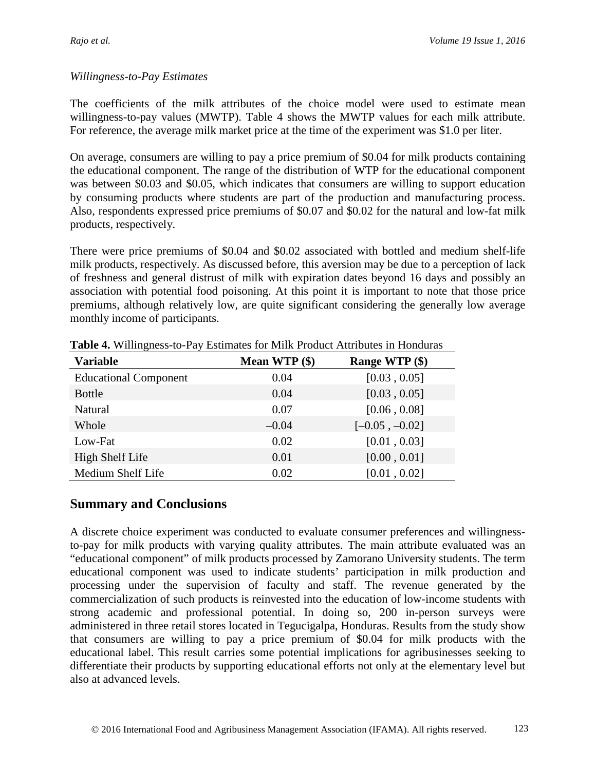*Willingness-to-Pay Estimates*

The coefficients of the milk attributes of the choice model were used to estimate mean willingness-to-pay values (MWTP). Table 4 shows the MWTP values for each milk attribute. For reference, the average milk market price at the time of the experiment was $1.0 per liter.

On average, consumers are willing to pay a price premium of $0.04 for milk products containing the educational component. The range of the distribution of WTP for the educational component was between $0.03 and $0.05, which indicates that consumers are willing to support education by consuming products where students are part of the production and manufacturing process. Also, respondents expressed price premiums of $0.07 and $0.02 for the natural and low-fat milk products, respectively.

There were price premiums of $0.04 and $0.02 associated with bottled and medium shelf-life milk products, respectively. As discussed before, this aversion may be due to a perception of lack of freshness and general distrust of milk with expiration dates beyond 16 days and possibly an association with potential food poisoning. At this point it is important to note that those price premiums, although relatively low, are quite significant considering the generally low average monthly income of participants.

**Table 4.** Willingness-to-Pay Estimates for Milk Product Attributes in Honduras

| Variable | Mean WTP ($) | Range WTP ($) |
|---|---|---|
| Educational Component | 0.04 | [0.03 , 0.05] |
| Bottle | 0.04 | [0.03 , 0.05] |
| Natural | 0.07 | [0.06 , 0.08] |
| Whole | –0.04 | [–0.05 , –0.02] |
| Low-Fat | 0.02 | [0.01 , 0.03] |
| High Shelf Life | 0.01 | [0.00 , 0.01] |
| Medium Shelf Life | 0.02 | [0.01 , 0.02] |

## Summary and Conclusions

A discrete choice experiment was conducted to evaluate consumer preferences and willingness-to-pay for milk products with varying quality attributes. The main attribute evaluated was an "educational component" of milk products processed by Zamorano University students. The term educational component was used to indicate students' participation in milk production and processing under the supervision of faculty and staff. The revenue generated by the commercialization of such products is reinvested into the education of low-income students with strong academic and professional potential. In doing so, 200 in-person surveys were administered in three retail stores located in Tegucigalpa, Honduras. Results from the study show that consumers are willing to pay a price premium of $0.04 for milk products with the educational label. This result carries some potential implications for agribusinesses seeking to differentiate their products by supporting educational efforts not only at the elementary level but also at advanced levels.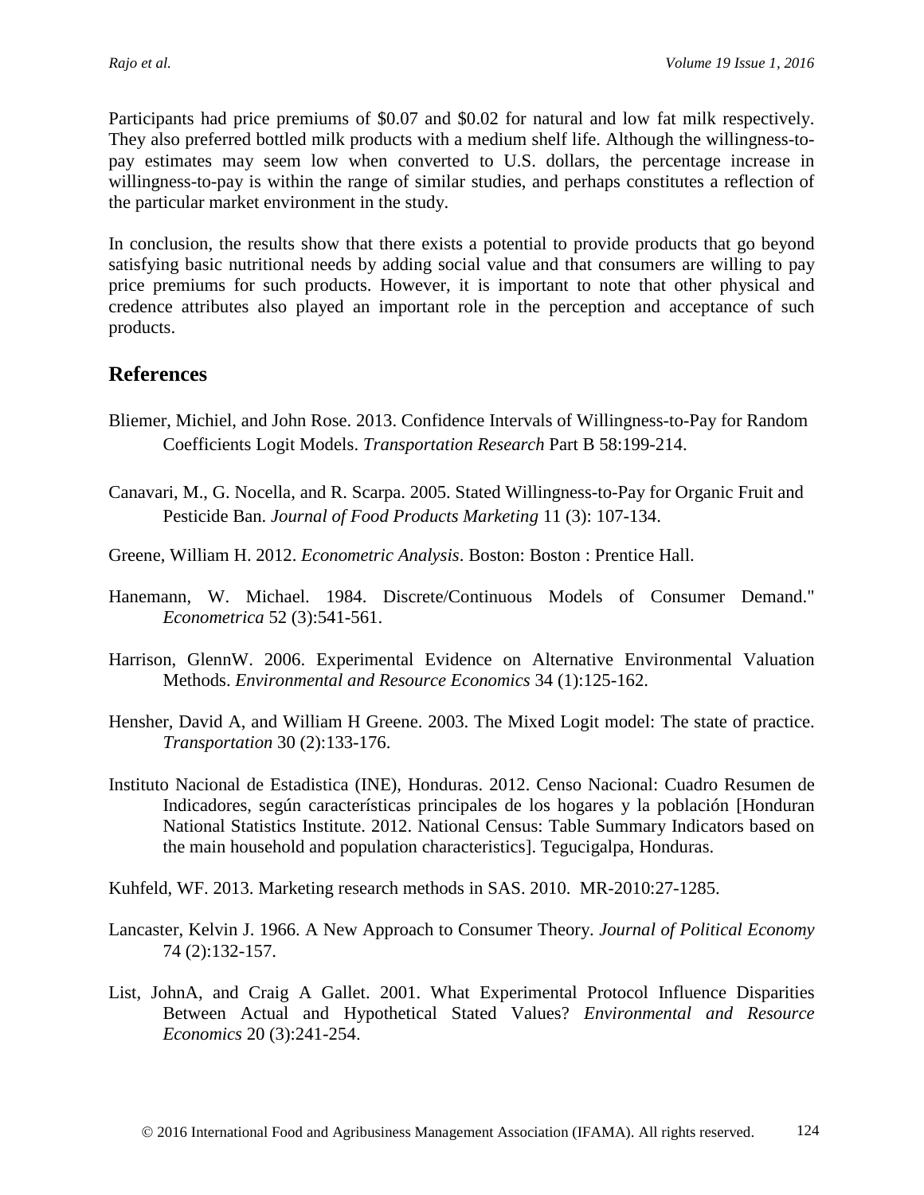Participants had price premiums of $0.07 and $0.02 for natural and low fat milk respectively. They also preferred bottled milk products with a medium shelf life. Although the willingness-to-pay estimates may seem low when converted to U.S. dollars, the percentage increase in willingness-to-pay is within the range of similar studies, and perhaps constitutes a reflection of the particular market environment in the study.

In conclusion, the results show that there exists a potential to provide products that go beyond satisfying basic nutritional needs by adding social value and that consumers are willing to pay price premiums for such products. However, it is important to note that other physical and credence attributes also played an important role in the perception and acceptance of such products.

## References

Bliemer, Michiel, and John Rose. 2013. Confidence Intervals of Willingness-to-Pay for Random Coefficients Logit Models. *Transportation Research* Part B 58:199-214.

Canavari, M., G. Nocella, and R. Scarpa. 2005. Stated Willingness-to-Pay for Organic Fruit and Pesticide Ban. *Journal of Food Products Marketing* 11 (3): 107-134.

Greene, William H. 2012. *Econometric Analysis*. Boston: Boston : Prentice Hall.

Hanemann, W. Michael. 1984. Discrete/Continuous Models of Consumer Demand." *Econometrica* 52 (3):541-561.

Harrison, GlennW. 2006. Experimental Evidence on Alternative Environmental Valuation Methods. *Environmental and Resource Economics* 34 (1):125-162.

Hensher, David A, and William H Greene. 2003. The Mixed Logit model: The state of practice. *Transportation* 30 (2):133-176.

Instituto Nacional de Estadistica (INE), Honduras. 2012. Censo Nacional: Cuadro Resumen de Indicadores, según características principales de los hogares y la población [Honduran National Statistics Institute. 2012. National Census: Table Summary Indicators based on the main household and population characteristics]. Tegucigalpa, Honduras.

Kuhfeld, WF. 2013. Marketing research methods in SAS. 2010. MR-2010:27-1285.

Lancaster, Kelvin J. 1966. A New Approach to Consumer Theory. *Journal of Political Economy* 74 (2):132-157.

List, JohnA, and Craig A Gallet. 2001. What Experimental Protocol Influence Disparities Between Actual and Hypothetical Stated Values? *Environmental and Resource Economics* 20 (3):241-254.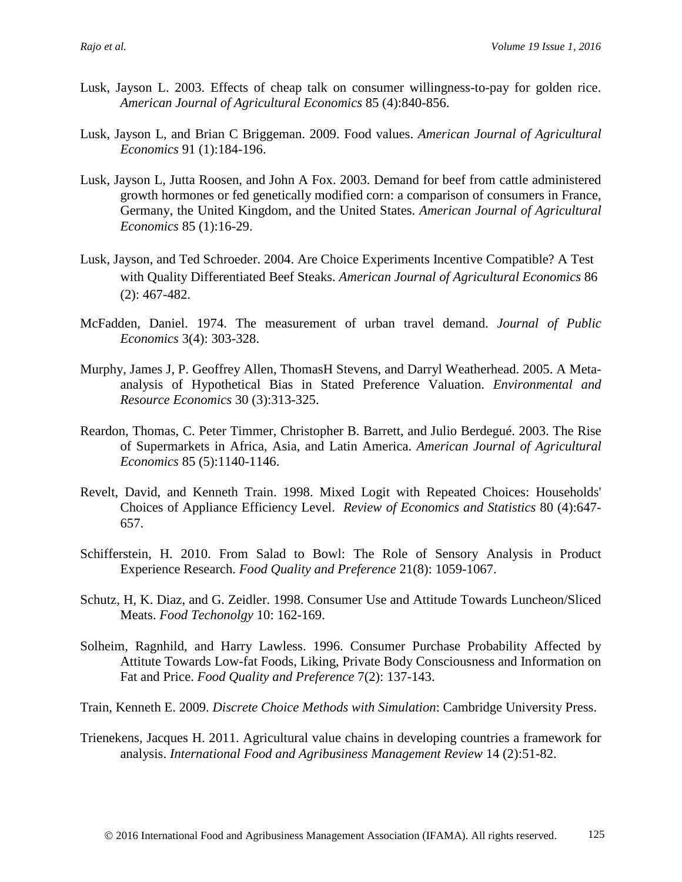Lusk, Jayson L. 2003. Effects of cheap talk on consumer willingness-to-pay for golden rice. *American Journal of Agricultural Economics* 85 (4):840-856.

Lusk, Jayson L, and Brian C Briggeman. 2009. Food values. *American Journal of Agricultural Economics* 91 (1):184-196.

Lusk, Jayson L, Jutta Roosen, and John A Fox. 2003. Demand for beef from cattle administered growth hormones or fed genetically modified corn: a comparison of consumers in France, Germany, the United Kingdom, and the United States. *American Journal of Agricultural Economics* 85 (1):16-29.

Lusk, Jayson, and Ted Schroeder. 2004. Are Choice Experiments Incentive Compatible? A Test with Quality Differentiated Beef Steaks. *American Journal of Agricultural Economics* 86 (2): 467-482.

McFadden, Daniel. 1974. The measurement of urban travel demand. *Journal of Public Economics* 3(4): 303-328.

Murphy, James J, P. Geoffrey Allen, ThomasH Stevens, and Darryl Weatherhead. 2005. A Meta-analysis of Hypothetical Bias in Stated Preference Valuation. *Environmental and Resource Economics* 30 (3):313-325.

Reardon, Thomas, C. Peter Timmer, Christopher B. Barrett, and Julio Berdegué. 2003. The Rise of Supermarkets in Africa, Asia, and Latin America. *American Journal of Agricultural Economics* 85 (5):1140-1146.

Revelt, David, and Kenneth Train. 1998. Mixed Logit with Repeated Choices: Households' Choices of Appliance Efficiency Level. *Review of Economics and Statistics* 80 (4):647-657.

Schifferstein, H. 2010. From Salad to Bowl: The Role of Sensory Analysis in Product Experience Research. *Food Quality and Preference* 21(8): 1059-1067.

Schutz, H, K. Diaz, and G. Zeidler. 1998. Consumer Use and Attitude Towards Luncheon/Sliced Meats. *Food Techonolgy* 10: 162-169.

Solheim, Ragnhild, and Harry Lawless. 1996. Consumer Purchase Probability Affected by Attitute Towards Low-fat Foods, Liking, Private Body Consciousness and Information on Fat and Price. *Food Quality and Preference* 7(2): 137-143.

Train, Kenneth E. 2009. *Discrete Choice Methods with Simulation*: Cambridge University Press.

Trienekens, Jacques H. 2011. Agricultural value chains in developing countries a framework for analysis. *International Food and Agribusiness Management Review* 14 (2):51-82.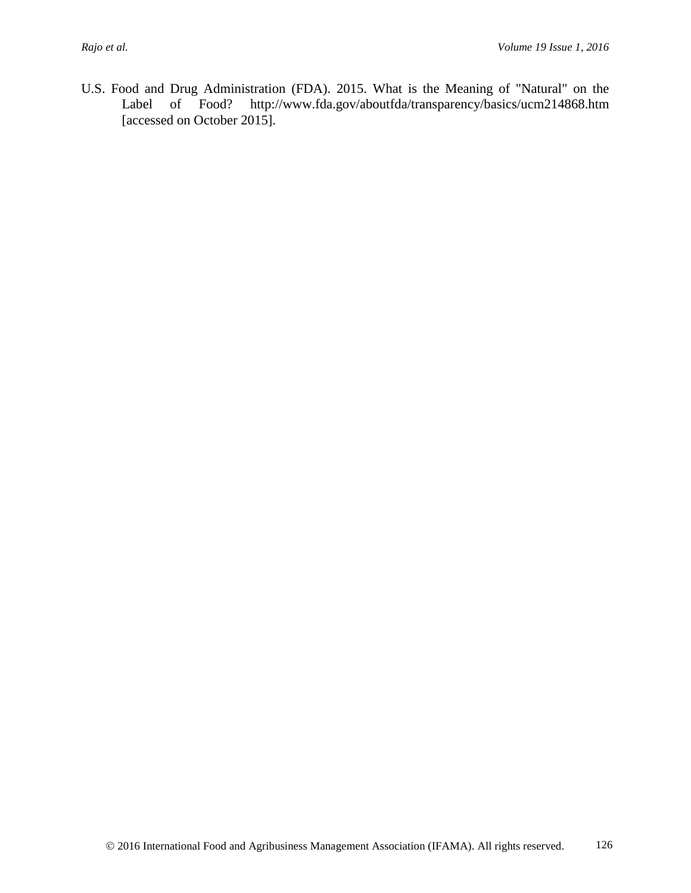U.S. Food and Drug Administration (FDA). 2015. What is the Meaning of "Natural" on the Label of Food? http://www.fda.gov/aboutfda/transparency/basics/ucm214868.htm [accessed on October 2015].